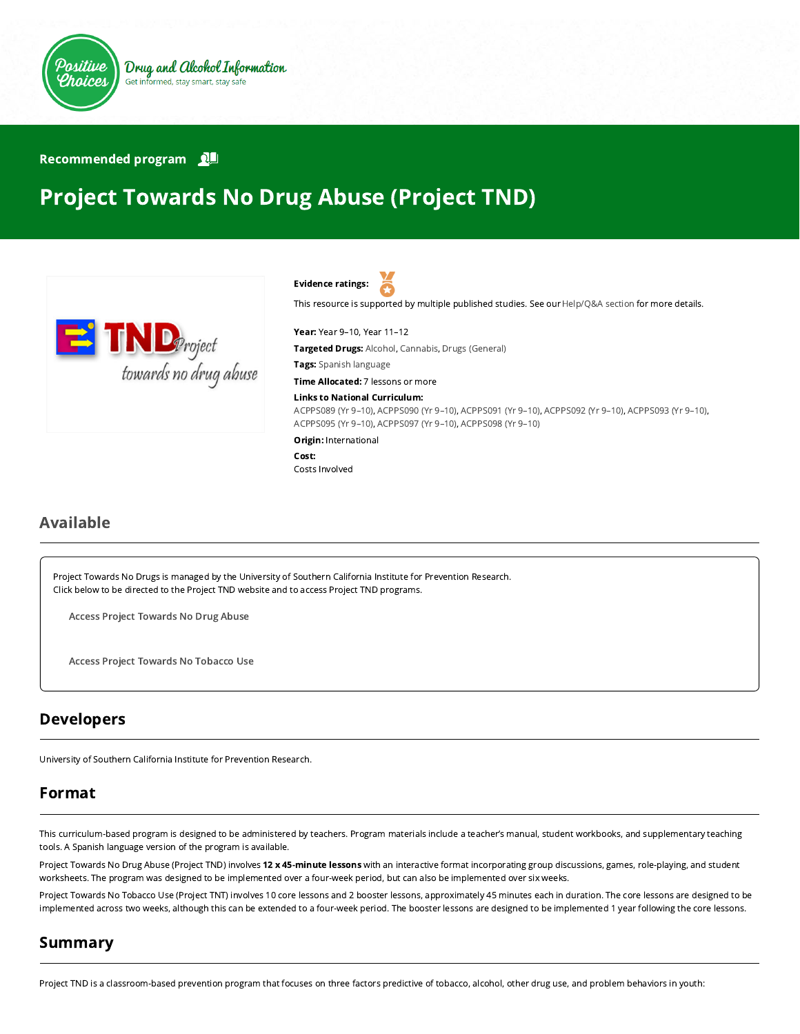Positive Choices — Drug and Alcohol Information — Get informed, stay smart, stay safe

Recommended program

# Project Towards No Drug Abuse (Project TND)

**Evidence ratings:**

This resource is supported by multiple published studies. See our Help/Q&A section for more details.

**Year:** Year 9–10, Year 11–12

**Targeted Drugs:** Alcohol, Cannabis, Drugs (General)

**Tags:** Spanish language

**Time Allocated:** 7 lessons or more

**Links to National Curriculum:**
ACPPS089 (Yr 9–10), ACPPS090 (Yr 9–10), ACPPS091 (Yr 9–10), ACPPS092 (Yr 9–10), ACPPS093 (Yr 9–10), ACPPS095 (Yr 9–10), ACPPS097 (Yr 9–10), ACPPS098 (Yr 9–10)

**Origin:** International

**Cost:**
Costs Involved

## Available

Project Towards No Drugs is managed by the University of Southern California Institute for Prevention Research.
Click below to be directed to the Project TND website and to access Project TND programs.

Access Project Towards No Drug Abuse

Access Project Towards No Tobacco Use

## Developers

University of Southern California Institute for Prevention Research.

## Format

This curriculum-based program is designed to be administered by teachers. Program materials include a teacher's manual, student workbooks, and supplementary teaching tools. A Spanish language version of the program is available.

Project Towards No Drug Abuse (Project TND) involves **12 x 45-minute lessons** with an interactive format incorporating group discussions, games, role-playing, and student worksheets. The program was designed to be implemented over a four-week period, but can also be implemented over six weeks.

Project Towards No Tobacco Use (Project TNT) involves 10 core lessons and 2 booster lessons, approximately 45 minutes each in duration. The core lessons are designed to be implemented across two weeks, although this can be extended to a four-week period. The booster lessons are designed to be implemented 1 year following the core lessons.

## Summary

Project TND is a classroom-based prevention program that focuses on three factors predictive of tobacco, alcohol, other drug use, and problem behaviors in youth: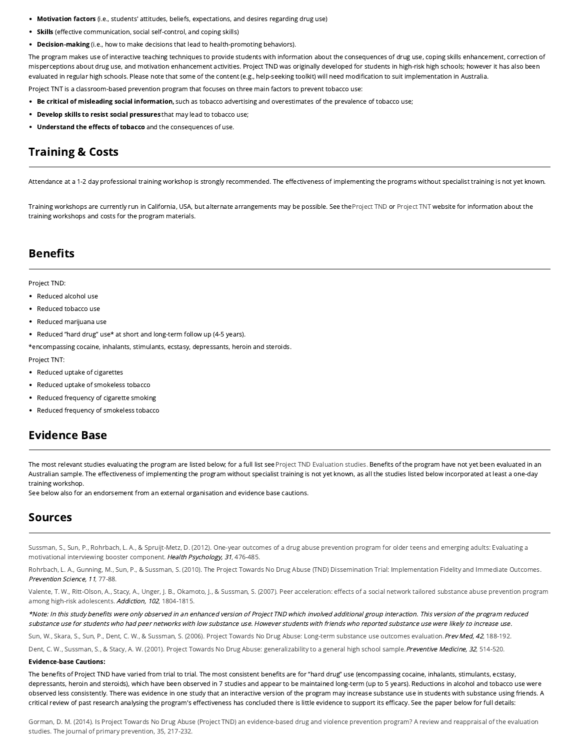- **Motivation factors** (i.e., students' attitudes, beliefs, expectations, and desires regarding drug use)
- **Skills** (effective communication, social self-control, and coping skills)
- **Decision-making** (i.e., how to make decisions that lead to health-promoting behaviors).

The program makes use of interactive teaching techniques to provide students with information about the consequences of drug use, coping skills enhancement, correction of misperceptions about drug use, and motivation enhancement activities. Project TND was originally developed for students in high-risk high schools; however it has also been evaluated in regular high schools. Please note that some of the content (e.g., help-seeking toolkit) will need modification to suit implementation in Australia.

Project TNT is a classroom-based prevention program that focuses on three main factors to prevent tobacco use:

- **Be critical of misleading social information,** such as tobacco advertising and overestimates of the prevalence of tobacco use;
- **Develop skills to resist social pressures** that may lead to tobacco use;
- **Understand the effects of tobacco** and the consequences of use.

## Training & Costs

Attendance at a 1-2 day professional training workshop is strongly recommended. The effectiveness of implementing the programs without specialist training is not yet known.

Training workshops are currently run in California, USA, but alternate arrangements may be possible. See the Project TND or Project TNT website for information about the training workshops and costs for the program materials.

## Benefits

Project TND:

- Reduced alcohol use
- Reduced tobacco use
- Reduced marijuana use
- Reduced "hard drug" use* at short and long-term follow up (4-5 years).

*encompassing cocaine, inhalants, stimulants, ecstasy, depressants, heroin and steroids.

Project TNT:

- Reduced uptake of cigarettes
- Reduced uptake of smokeless tobacco
- Reduced frequency of cigarette smoking
- Reduced frequency of smokeless tobacco

## Evidence Base

The most relevant studies evaluating the program are listed below; for a full list see Project TND Evaluation studies. Benefits of the program have not yet been evaluated in an Australian sample. The effectiveness of implementing the program without specialist training is not yet known, as all the studies listed below incorporated at least a one-day training workshop.
See below also for an endorsement from an external organisation and evidence base cautions.

## Sources

Sussman, S., Sun, P., Rohrbach, L. A., & Spruijt-Metz, D. (2012). One-year outcomes of a drug abuse prevention program for older teens and emerging adults: Evaluating a motivational interviewing booster component. *Health Psychology, 31*, 476-485.

Rohrbach, L. A., Gunning, M., Sun, P., & Sussman, S. (2010). The Project Towards No Drug Abuse (TND) Dissemination Trial: Implementation Fidelity and Immediate Outcomes. *Prevention Science, 11*, 77-88.

Valente, T. W., Ritt-Olson, A., Stacy, A., Unger, J. B., Okamoto, J., & Sussman, S. (2007). Peer acceleration: effects of a social network tailored substance abuse prevention program among high-risk adolescents. *Addiction, 102*, 1804-1815.

*\*Note: In this study benefits were only observed in an enhanced version of Project TND which involved additional group interaction. This version of the program reduced substance use for students who had peer networks with low substance use. However students with friends who reported substance use were likely to increase use.*

Sun, W., Skara, S., Sun, P., Dent, C. W., & Sussman, S. (2006). Project Towards No Drug Abuse: Long-term substance use outcomes evaluation. *Prev Med, 42*, 188-192.

Dent, C. W., Sussman, S., & Stacy, A. W. (2001). Project Towards No Drug Abuse: generalizability to a general high school sample. *Preventive Medicine, 32*, 514-520.

**Evidence-base Cautions:**

The benefits of Project TND have varied from trial to trial. The most consistent benefits are for "hard drug" use (encompassing cocaine, inhalants, stimulants, ecstasy, depressants, heroin and steroids), which have been observed in 7 studies and appear to be maintained long-term (up to 5 years). Reductions in alcohol and tobacco use were observed less consistently. There was evidence in one study that an interactive version of the program may increase substance use in students with substance using friends. A critical review of past research analysing the program's effectiveness has concluded there is little evidence to support its efficacy. See the paper below for full details:

Gorman, D. M. (2014). Is Project Towards No Drug Abuse (Project TND) an evidence-based drug and violence prevention program? A review and reappraisal of the evaluation studies. The journal of primary prevention, 35, 217-232.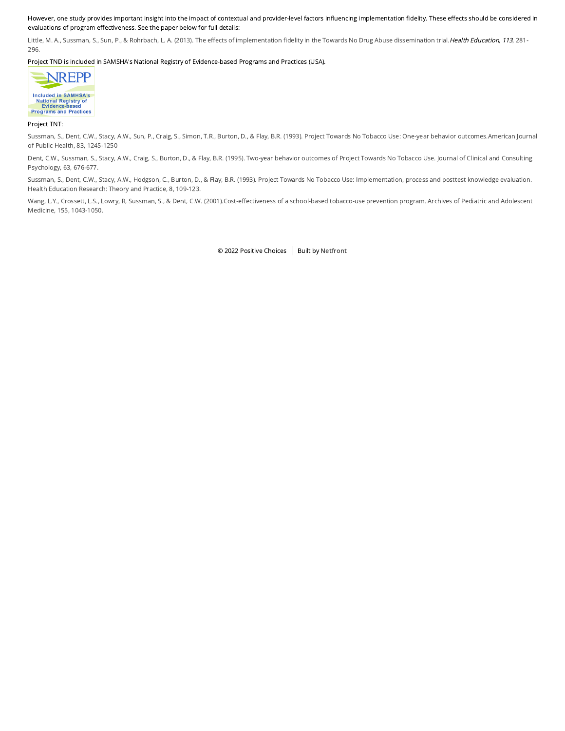However, one study provides important insight into the impact of contextual and provider-level factors influencing implementation fidelity. These effects should be considered in evaluations of program effectiveness. See the paper below for full details:

Little, M. A., Sussman, S., Sun, P., & Rohrbach, L. A. (2013). The effects of implementation fidelity in the Towards No Drug Abuse dissemination trial. *Health Education*, *113*, 281-296.

Project TND is included in SAMSHA's National Registry of Evidence-based Programs and Practices (USA).

Project TNT:

Sussman, S., Dent, C.W., Stacy, A.W., Sun, P., Craig, S., Simon, T.R., Burton, D., & Flay, B.R. (1993). Project Towards No Tobacco Use: One-year behavior outcomes.American Journal of Public Health, 83, 1245-1250

Dent, C.W., Sussman, S., Stacy, A.W., Craig, S., Burton, D., & Flay, B.R. (1995). Two-year behavior outcomes of Project Towards No Tobacco Use. Journal of Clinical and Consulting Psychology, 63, 676-677.

Sussman, S., Dent, C.W., Stacy, A.W., Hodgson, C., Burton, D., & Flay, B.R. (1993). Project Towards No Tobacco Use: Implementation, process and posttest knowledge evaluation. Health Education Research: Theory and Practice, 8, 109-123.

Wang, L.Y., Crossett, L.S., Lowry, R, Sussman, S., & Dent, C.W. (2001).Cost-effectiveness of a school-based tobacco-use prevention program. Archives of Pediatric and Adolescent Medicine, 155, 1043-1050.

© 2022 Positive Choices | Built by **Netfront**